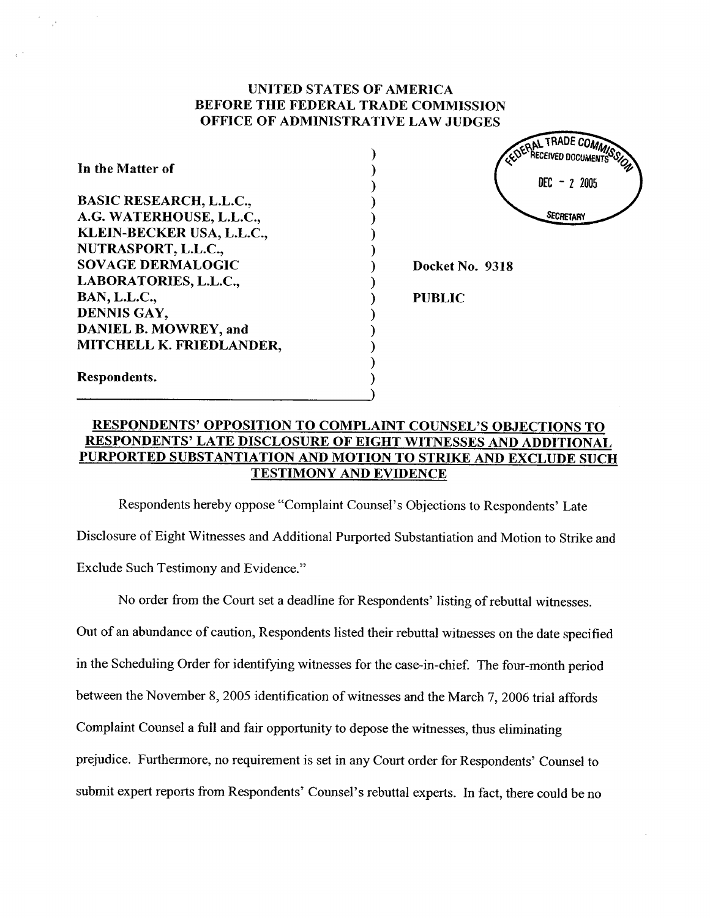UNITED STATES OF AMERICA
BEFORE THE FEDERAL TRADE COMMISSION
OFFICE OF ADMINISTRATIVE LAW JUDGES

FEDERAL TRADE COMMISSION
RECEIVED DOCUMENTS
DEC - 2 2005
SECRETARY

In the Matter of

BASIC RESEARCH, L.L.C.,
A.G. WATERHOUSE, L.L.C.,
KLEIN-BECKER USA, L.L.C.,
NUTRASPORT, L.L.C.,
SOVAGE DERMALOGIC
LABORATORIES, L.L.C.,
BAN, L.L.C.,
DENNIS GAY,
DANIEL B. MOWREY, and
MITCHELL K. FRIEDLANDER,

Respondents.

Docket No. 9318

PUBLIC

**RESPONDENTS' OPPOSITION TO COMPLAINT COUNSEL'S OBJECTIONS TO RESPONDENTS' LATE DISCLOSURE OF EIGHT WITNESSES AND ADDITIONAL PURPORTED SUBSTANTIATION AND MOTION TO STRIKE AND EXCLUDE SUCH TESTIMONY AND EVIDENCE**

Respondents hereby oppose "Complaint Counsel's Objections to Respondents' Late Disclosure of Eight Witnesses and Additional Purported Substantiation and Motion to Strike and Exclude Such Testimony and Evidence."

No order from the Court set a deadline for Respondents' listing of rebuttal witnesses. Out of an abundance of caution, Respondents listed their rebuttal witnesses on the date specified in the Scheduling Order for identifying witnesses for the case-in-chief. The four-month period between the November 8, 2005 identification of witnesses and the March 7, 2006 trial affords Complaint Counsel a full and fair opportunity to depose the witnesses, thus eliminating prejudice. Furthermore, no requirement is set in any Court order for Respondents' Counsel to submit expert reports from Respondents' Counsel's rebuttal experts. In fact, there could be no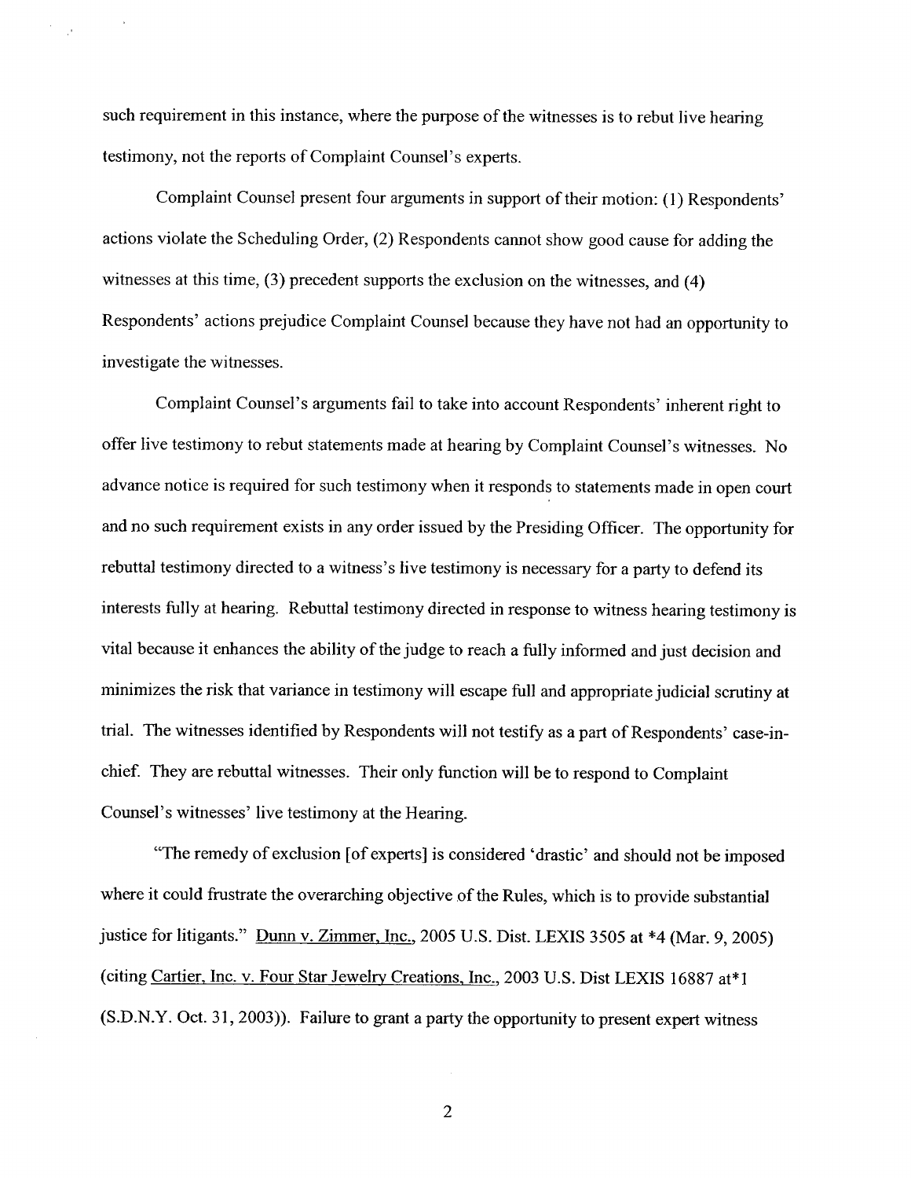such requirement in this instance, where the purpose of the witnesses is to rebut live hearing testimony, not the reports of Complaint Counsel's experts.

Complaint Counsel present four arguments in support of their motion: (1) Respondents' actions violate the Scheduling Order, (2) Respondents cannot show good cause for adding the witnesses at this time, (3) precedent supports the exclusion on the witnesses, and (4) Respondents' actions prejudice Complaint Counsel because they have not had an opportunity to investigate the witnesses.

Complaint Counsel's arguments fail to take into account Respondents' inherent right to offer live testimony to rebut statements made at hearing by Complaint Counsel's witnesses. No advance notice is required for such testimony when it responds to statements made in open court and no such requirement exists in any order issued by the Presiding Officer. The opportunity for rebuttal testimony directed to a witness's live testimony is necessary for a party to defend its interests fully at hearing. Rebuttal testimony directed in response to witness hearing testimony is vital because it enhances the ability of the judge to reach a fully informed and just decision and minimizes the risk that variance in testimony will escape full and appropriate judicial scrutiny at trial. The witnesses identified by Respondents will not testify as a part of Respondents' case-in-chief. They are rebuttal witnesses. Their only function will be to respond to Complaint Counsel's witnesses' live testimony at the Hearing.

"The remedy of exclusion [of experts] is considered 'drastic' and should not be imposed where it could frustrate the overarching objective of the Rules, which is to provide substantial justice for litigants." Dunn v. Zimmer, Inc., 2005 U.S. Dist. LEXIS 3505 at *4 (Mar. 9, 2005) (citing Cartier, Inc. v. Four Star Jewelry Creations, Inc., 2003 U.S. Dist LEXIS 16887 at*1 (S.D.N.Y. Oct. 31, 2003)). Failure to grant a party the opportunity to present expert witness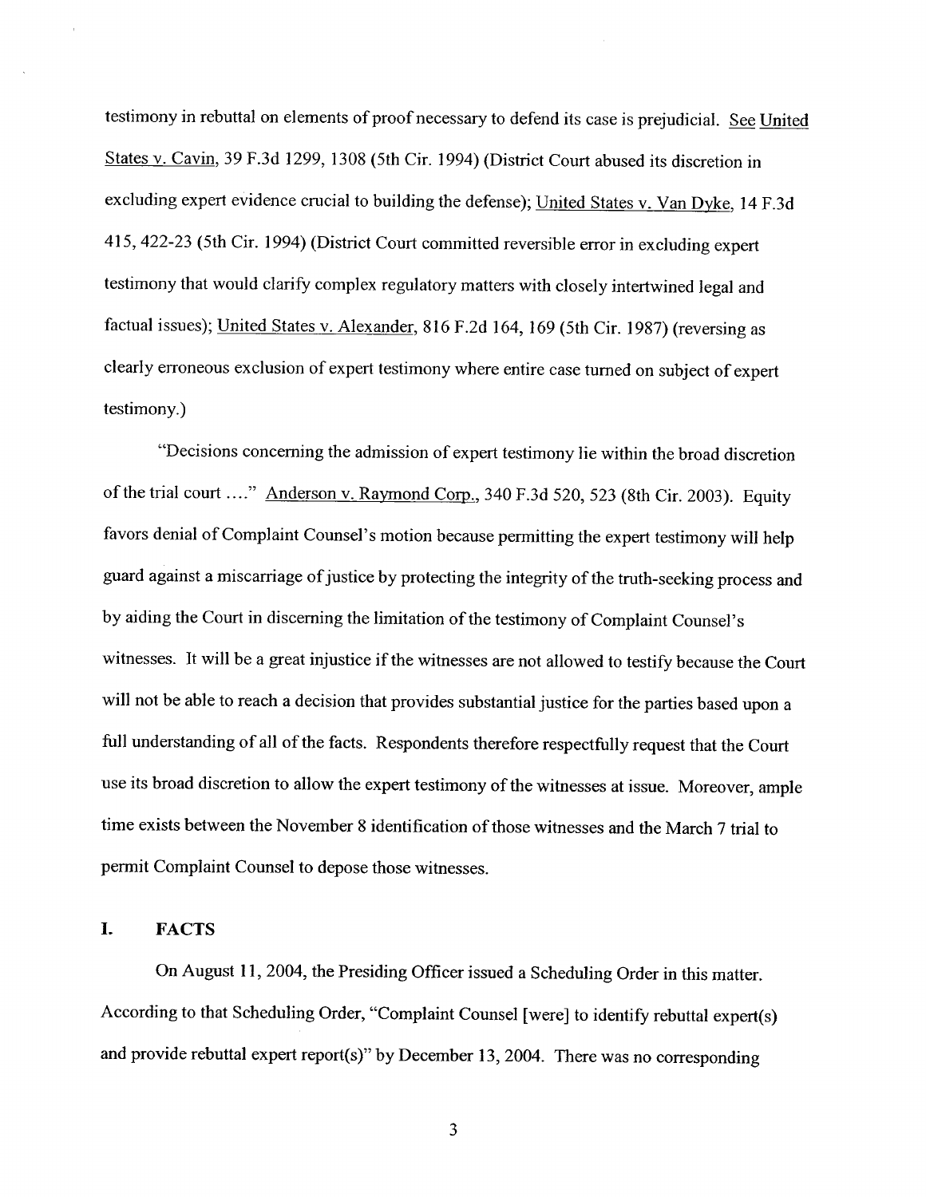testimony in rebuttal on elements of proof necessary to defend its case is prejudicial. See United States v. Cavin, 39 F.3d 1299, 1308 (5th Cir. 1994) (District Court abused its discretion in excluding expert evidence crucial to building the defense); United States v. Van Dyke, 14 F.3d 415, 422-23 (5th Cir. 1994) (District Court committed reversible error in excluding expert testimony that would clarify complex regulatory matters with closely intertwined legal and factual issues); United States v. Alexander, 816 F.2d 164, 169 (5th Cir. 1987) (reversing as clearly erroneous exclusion of expert testimony where entire case turned on subject of expert testimony.)

"Decisions concerning the admission of expert testimony lie within the broad discretion of the trial court ...." Anderson v. Raymond Corp., 340 F.3d 520, 523 (8th Cir. 2003). Equity favors denial of Complaint Counsel's motion because permitting the expert testimony will help guard against a miscarriage of justice by protecting the integrity of the truth-seeking process and by aiding the Court in discerning the limitation of the testimony of Complaint Counsel's witnesses. It will be a great injustice if the witnesses are not allowed to testify because the Court will not be able to reach a decision that provides substantial justice for the parties based upon a full understanding of all of the facts. Respondents therefore respectfully request that the Court use its broad discretion to allow the expert testimony of the witnesses at issue. Moreover, ample time exists between the November 8 identification of those witnesses and the March 7 trial to permit Complaint Counsel to depose those witnesses.

## I. FACTS

On August 11, 2004, the Presiding Officer issued a Scheduling Order in this matter. According to that Scheduling Order, "Complaint Counsel [were] to identify rebuttal expert(s) and provide rebuttal expert report(s)" by December 13, 2004. There was no corresponding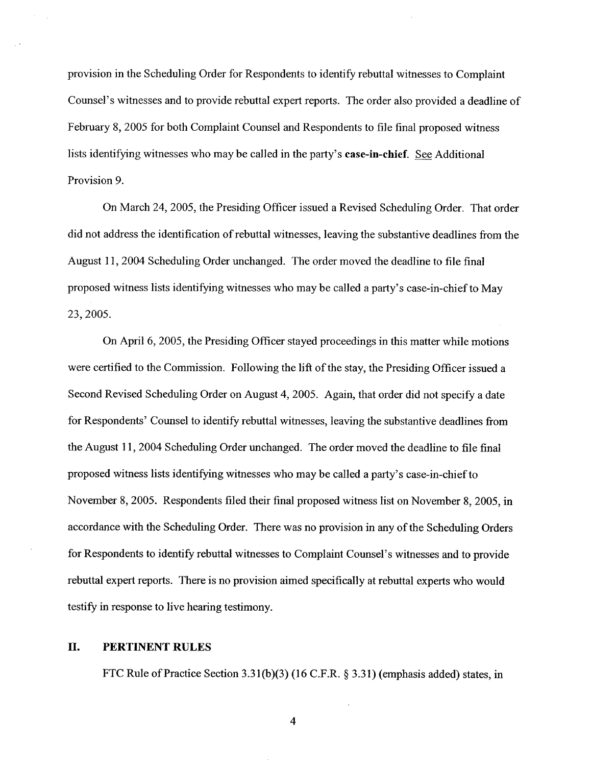provision in the Scheduling Order for Respondents to identify rebuttal witnesses to Complaint Counsel's witnesses and to provide rebuttal expert reports. The order also provided a deadline of February 8, 2005 for both Complaint Counsel and Respondents to file final proposed witness lists identifying witnesses who may be called in the party's **case-in-chief**. See Additional Provision 9.

On March 24, 2005, the Presiding Officer issued a Revised Scheduling Order. That order did not address the identification of rebuttal witnesses, leaving the substantive deadlines from the August 11, 2004 Scheduling Order unchanged. The order moved the deadline to file final proposed witness lists identifying witnesses who may be called a party's case-in-chief to May 23, 2005.

On April 6, 2005, the Presiding Officer stayed proceedings in this matter while motions were certified to the Commission. Following the lift of the stay, the Presiding Officer issued a Second Revised Scheduling Order on August 4, 2005. Again, that order did not specify a date for Respondents' Counsel to identify rebuttal witnesses, leaving the substantive deadlines from the August 11, 2004 Scheduling Order unchanged. The order moved the deadline to file final proposed witness lists identifying witnesses who may be called a party's case-in-chief to November 8, 2005. Respondents filed their final proposed witness list on November 8, 2005, in accordance with the Scheduling Order. There was no provision in any of the Scheduling Orders for Respondents to identify rebuttal witnesses to Complaint Counsel's witnesses and to provide rebuttal expert reports. There is no provision aimed specifically at rebuttal experts who would testify in response to live hearing testimony.

## II. PERTINENT RULES

FTC Rule of Practice Section 3.31(b)(3) (16 C.F.R. § 3.31) (emphasis added) states, in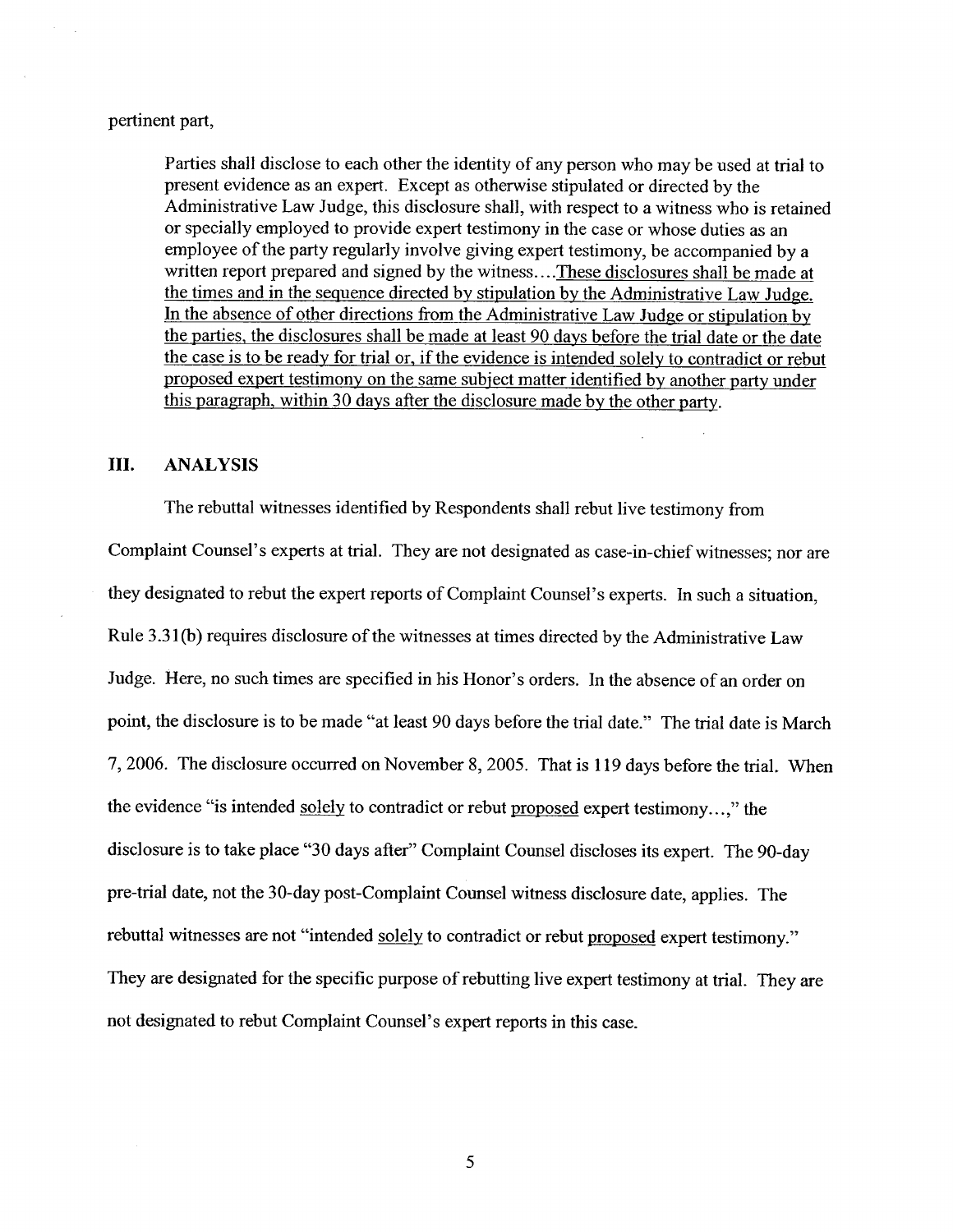pertinent part,

> Parties shall disclose to each other the identity of any person who may be used at trial to present evidence as an expert. Except as otherwise stipulated or directed by the Administrative Law Judge, this disclosure shall, with respect to a witness who is retained or specially employed to provide expert testimony in the case or whose duties as an employee of the party regularly involve giving expert testimony, be accompanied by a written report prepared and signed by the witness.... <u>These disclosures shall be made at the times and in the sequence directed by stipulation by the Administrative Law Judge. In the absence of other directions from the Administrative Law Judge or stipulation by the parties, the disclosures shall be made at least 90 days before the trial date or the date the case is to be ready for trial or, if the evidence is intended solely to contradict or rebut proposed expert testimony on the same subject matter identified by another party under this paragraph, within 30 days after the disclosure made by the other party.</u>

## III. ANALYSIS

The rebuttal witnesses identified by Respondents shall rebut live testimony from Complaint Counsel's experts at trial. They are not designated as case-in-chief witnesses; nor are they designated to rebut the expert reports of Complaint Counsel's experts. In such a situation, Rule 3.31(b) requires disclosure of the witnesses at times directed by the Administrative Law Judge. Here, no such times are specified in his Honor's orders. In the absence of an order on point, the disclosure is to be made "at least 90 days before the trial date." The trial date is March 7, 2006. The disclosure occurred on November 8, 2005. That is 119 days before the trial. When the evidence "is intended <u>solely</u> to contradict or rebut <u>proposed</u> expert testimony...," the disclosure is to take place "30 days after" Complaint Counsel discloses its expert. The 90-day pre-trial date, not the 30-day post-Complaint Counsel witness disclosure date, applies. The rebuttal witnesses are not "intended <u>solely</u> to contradict or rebut <u>proposed</u> expert testimony." They are designated for the specific purpose of rebutting live expert testimony at trial. They are not designated to rebut Complaint Counsel's expert reports in this case.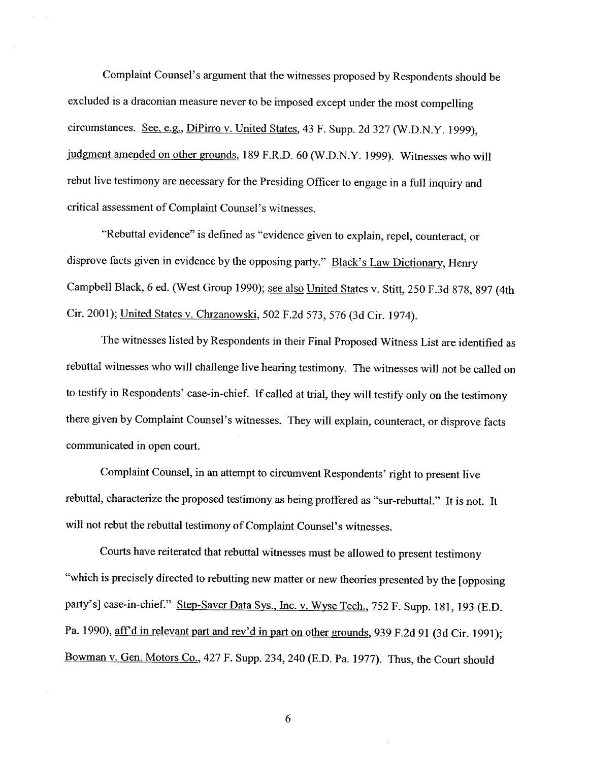Complaint Counsel's argument that the witnesses proposed by Respondents should be excluded is a draconian measure never to be imposed except under the most compelling circumstances. See, e.g., DiPirro v. United States, 43 F. Supp. 2d 327 (W.D.N.Y. 1999), judgment amended on other grounds, 189 F.R.D. 60 (W.D.N.Y. 1999). Witnesses who will rebut live testimony are necessary for the Presiding Officer to engage in a full inquiry and critical assessment of Complaint Counsel's witnesses.

"Rebuttal evidence" is defined as "evidence given to explain, repel, counteract, or disprove facts given in evidence by the opposing party." Black's Law Dictionary, Henry Campbell Black, 6 ed. (West Group 1990); see also United States v. Stitt, 250 F.3d 878, 897 (4th Cir. 2001); United States v. Chrzanowski, 502 F.2d 573, 576 (3d Cir. 1974).

The witnesses listed by Respondents in their Final Proposed Witness List are identified as rebuttal witnesses who will challenge live hearing testimony. The witnesses will not be called on to testify in Respondents' case-in-chief. If called at trial, they will testify only on the testimony there given by Complaint Counsel's witnesses. They will explain, counteract, or disprove facts communicated in open court.

Complaint Counsel, in an attempt to circumvent Respondents' right to present live rebuttal, characterize the proposed testimony as being proffered as "sur-rebuttal." It is not. It will not rebut the rebuttal testimony of Complaint Counsel's witnesses.

Courts have reiterated that rebuttal witnesses must be allowed to present testimony "which is precisely directed to rebutting new matter or new theories presented by the [opposing party's] case-in-chief." Step-Saver Data Sys., Inc. v. Wyse Tech., 752 F. Supp. 181, 193 (E.D. Pa. 1990), aff'd in relevant part and rev'd in part on other grounds, 939 F.2d 91 (3d Cir. 1991); Bowman v. Gen. Motors Co., 427 F. Supp. 234, 240 (E.D. Pa. 1977). Thus, the Court should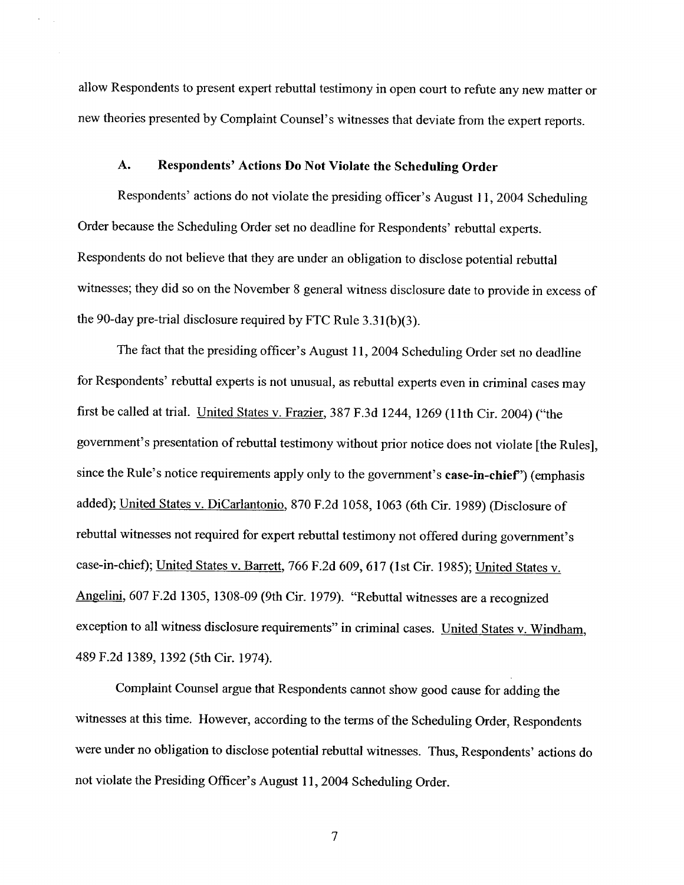allow Respondents to present expert rebuttal testimony in open court to refute any new matter or new theories presented by Complaint Counsel's witnesses that deviate from the expert reports.

### A. Respondents' Actions Do Not Violate the Scheduling Order

Respondents' actions do not violate the presiding officer's August 11, 2004 Scheduling Order because the Scheduling Order set no deadline for Respondents' rebuttal experts. Respondents do not believe that they are under an obligation to disclose potential rebuttal witnesses; they did so on the November 8 general witness disclosure date to provide in excess of the 90-day pre-trial disclosure required by FTC Rule 3.31(b)(3).

The fact that the presiding officer's August 11, 2004 Scheduling Order set no deadline for Respondents' rebuttal experts is not unusual, as rebuttal experts even in criminal cases may first be called at trial. United States v. Frazier, 387 F.3d 1244, 1269 (11th Cir. 2004) ("the government's presentation of rebuttal testimony without prior notice does not violate [the Rules], since the Rule's notice requirements apply only to the government's **case-in-chief**") (emphasis added); United States v. DiCarlantonio, 870 F.2d 1058, 1063 (6th Cir. 1989) (Disclosure of rebuttal witnesses not required for expert rebuttal testimony not offered during government's case-in-chief); United States v. Barrett, 766 F.2d 609, 617 (1st Cir. 1985); United States v. Angelini, 607 F.2d 1305, 1308-09 (9th Cir. 1979). "Rebuttal witnesses are a recognized exception to all witness disclosure requirements" in criminal cases. United States v. Windham, 489 F.2d 1389, 1392 (5th Cir. 1974).

Complaint Counsel argue that Respondents cannot show good cause for adding the witnesses at this time. However, according to the terms of the Scheduling Order, Respondents were under no obligation to disclose potential rebuttal witnesses. Thus, Respondents' actions do not violate the Presiding Officer's August 11, 2004 Scheduling Order.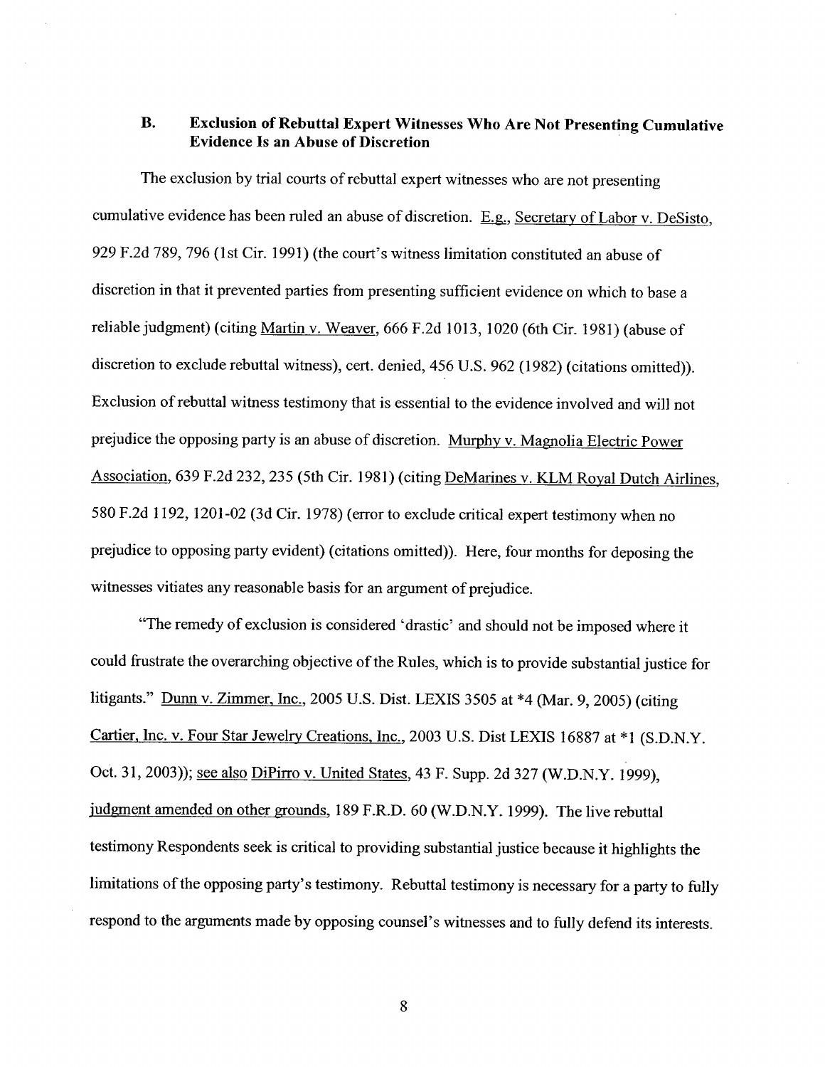### B. Exclusion of Rebuttal Expert Witnesses Who Are Not Presenting Cumulative Evidence Is an Abuse of Discretion

The exclusion by trial courts of rebuttal expert witnesses who are not presenting cumulative evidence has been ruled an abuse of discretion. E.g., Secretary of Labor v. DeSisto, 929 F.2d 789, 796 (1st Cir. 1991) (the court's witness limitation constituted an abuse of discretion in that it prevented parties from presenting sufficient evidence on which to base a reliable judgment) (citing Martin v. Weaver, 666 F.2d 1013, 1020 (6th Cir. 1981) (abuse of discretion to exclude rebuttal witness), cert. denied, 456 U.S. 962 (1982) (citations omitted)). Exclusion of rebuttal witness testimony that is essential to the evidence involved and will not prejudice the opposing party is an abuse of discretion. Murphy v. Magnolia Electric Power Association, 639 F.2d 232, 235 (5th Cir. 1981) (citing DeMarines v. KLM Royal Dutch Airlines, 580 F.2d 1192, 1201-02 (3d Cir. 1978) (error to exclude critical expert testimony when no prejudice to opposing party evident) (citations omitted)). Here, four months for deposing the witnesses vitiates any reasonable basis for an argument of prejudice.

"The remedy of exclusion is considered 'drastic' and should not be imposed where it could frustrate the overarching objective of the Rules, which is to provide substantial justice for litigants." Dunn v. Zimmer, Inc., 2005 U.S. Dist. LEXIS 3505 at *4 (Mar. 9, 2005) (citing Cartier, Inc. v. Four Star Jewelry Creations, Inc., 2003 U.S. Dist LEXIS 16887 at *1 (S.D.N.Y. Oct. 31, 2003)); see also DiPirro v. United States, 43 F. Supp. 2d 327 (W.D.N.Y. 1999), judgment amended on other grounds, 189 F.R.D. 60 (W.D.N.Y. 1999). The live rebuttal testimony Respondents seek is critical to providing substantial justice because it highlights the limitations of the opposing party's testimony. Rebuttal testimony is necessary for a party to fully respond to the arguments made by opposing counsel's witnesses and to fully defend its interests.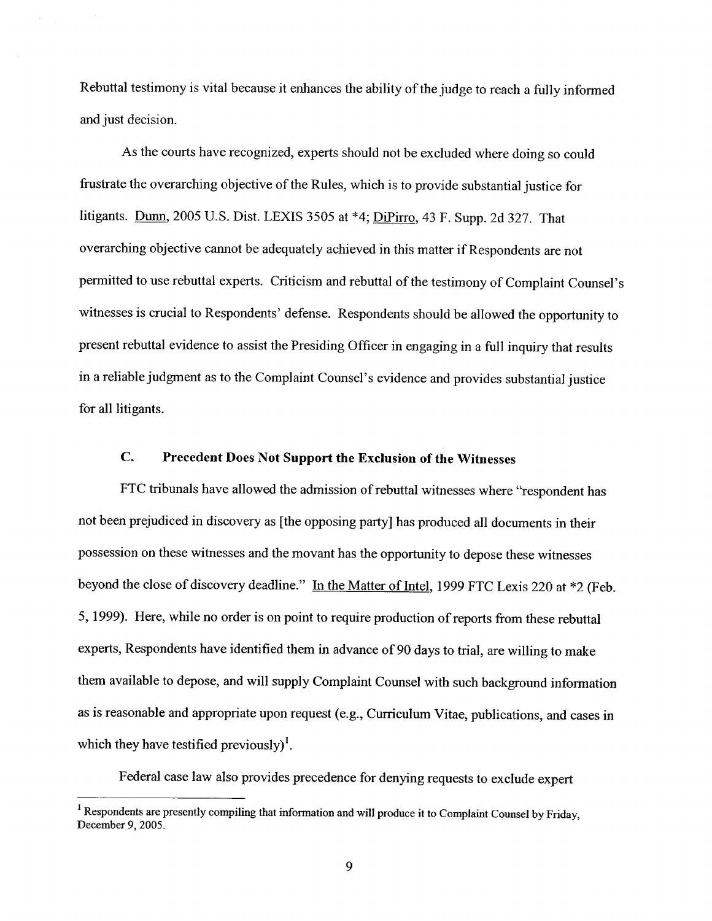Rebuttal testimony is vital because it enhances the ability of the judge to reach a fully informed and just decision.

As the courts have recognized, experts should not be excluded where doing so could frustrate the overarching objective of the Rules, which is to provide substantial justice for litigants. Dunn, 2005 U.S. Dist. LEXIS 3505 at *4; DiPirro, 43 F. Supp. 2d 327. That overarching objective cannot be adequately achieved in this matter if Respondents are not permitted to use rebuttal experts. Criticism and rebuttal of the testimony of Complaint Counsel's witnesses is crucial to Respondents' defense. Respondents should be allowed the opportunity to present rebuttal evidence to assist the Presiding Officer in engaging in a full inquiry that results in a reliable judgment as to the Complaint Counsel's evidence and provides substantial justice for all litigants.

### C. Precedent Does Not Support the Exclusion of the Witnesses

FTC tribunals have allowed the admission of rebuttal witnesses where "respondent has not been prejudiced in discovery as [the opposing party] has produced all documents in their possession on these witnesses and the movant has the opportunity to depose these witnesses beyond the close of discovery deadline." In the Matter of Intel, 1999 FTC Lexis 220 at *2 (Feb. 5, 1999). Here, while no order is on point to require production of reports from these rebuttal experts, Respondents have identified them in advance of 90 days to trial, are willing to make them available to depose, and will supply Complaint Counsel with such background information as is reasonable and appropriate upon request (e.g., Curriculum Vitae, publications, and cases in which they have testified previously)[1].

Federal case law also provides precedence for denying requests to exclude expert

---

[1] Respondents are presently compiling that information and will produce it to Complaint Counsel by Friday, December 9, 2005.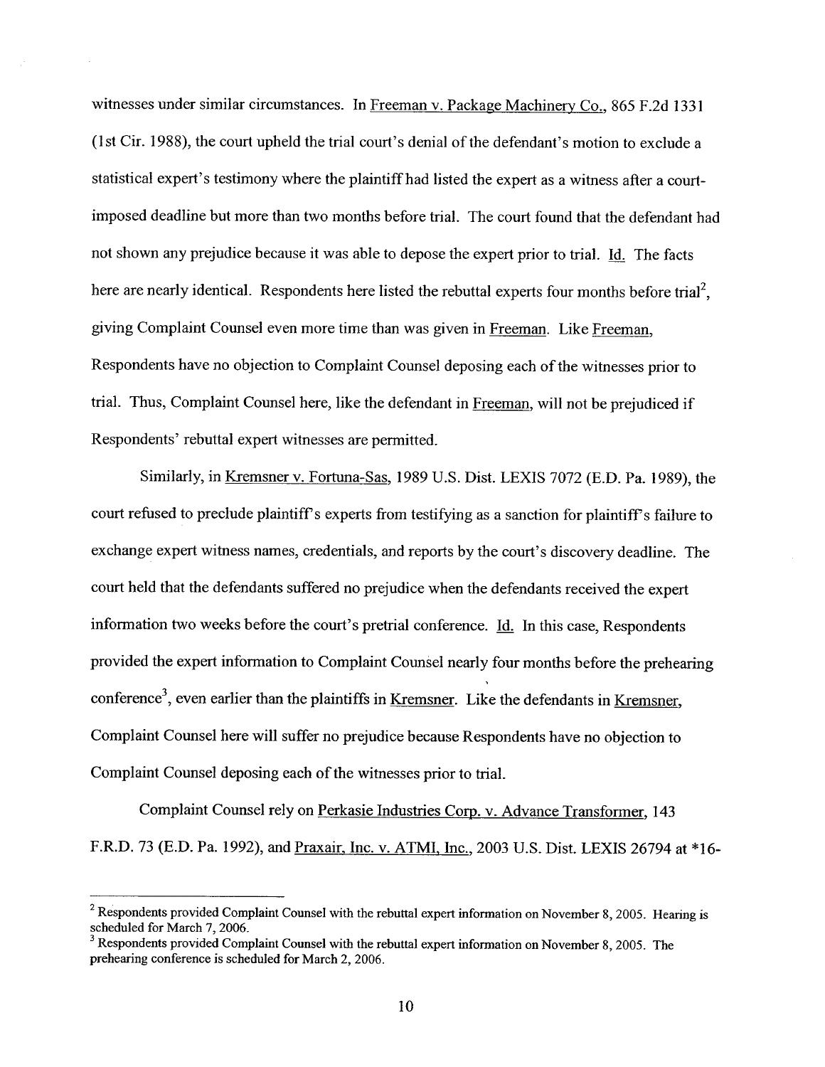witnesses under similar circumstances. In Freeman v. Package Machinery Co., 865 F.2d 1331 (1st Cir. 1988), the court upheld the trial court's denial of the defendant's motion to exclude a statistical expert's testimony where the plaintiff had listed the expert as a witness after a court-imposed deadline but more than two months before trial. The court found that the defendant had not shown any prejudice because it was able to depose the expert prior to trial. Id. The facts here are nearly identical. Respondents here listed the rebuttal experts four months before trial[2], giving Complaint Counsel even more time than was given in Freeman. Like Freeman, Respondents have no objection to Complaint Counsel deposing each of the witnesses prior to trial. Thus, Complaint Counsel here, like the defendant in Freeman, will not be prejudiced if Respondents' rebuttal expert witnesses are permitted.

Similarly, in Kremsner v. Fortuna-Sas, 1989 U.S. Dist. LEXIS 7072 (E.D. Pa. 1989), the court refused to preclude plaintiff's experts from testifying as a sanction for plaintiff's failure to exchange expert witness names, credentials, and reports by the court's discovery deadline. The court held that the defendants suffered no prejudice when the defendants received the expert information two weeks before the court's pretrial conference. Id. In this case, Respondents provided the expert information to Complaint Counsel nearly four months before the prehearing conference[3], even earlier than the plaintiffs in Kremsner. Like the defendants in Kremsner, Complaint Counsel here will suffer no prejudice because Respondents have no objection to Complaint Counsel deposing each of the witnesses prior to trial.

Complaint Counsel rely on Perkasie Industries Corp. v. Advance Transformer, 143 F.R.D. 73 (E.D. Pa. 1992), and Praxair, Inc. v. ATMI, Inc., 2003 U.S. Dist. LEXIS 26794 at *16-

---

[2] Respondents provided Complaint Counsel with the rebuttal expert information on November 8, 2005. Hearing is scheduled for March 7, 2006.

[3] Respondents provided Complaint Counsel with the rebuttal expert information on November 8, 2005. The prehearing conference is scheduled for March 2, 2006.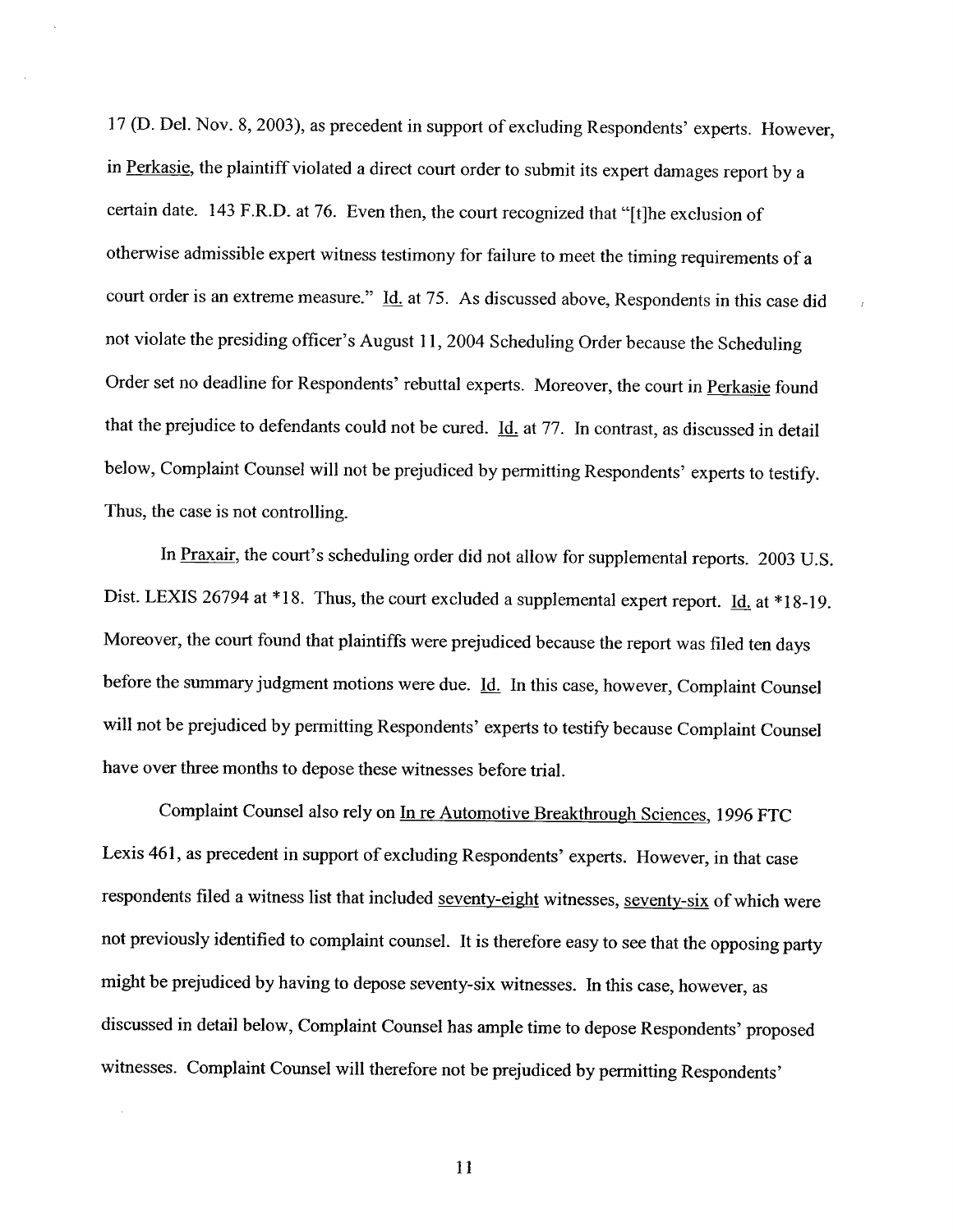17 (D. Del. Nov. 8, 2003), as precedent in support of excluding Respondents' experts. However, in Perkasie, the plaintiff violated a direct court order to submit its expert damages report by a certain date. 143 F.R.D. at 76. Even then, the court recognized that "[t]he exclusion of otherwise admissible expert witness testimony for failure to meet the timing requirements of a court order is an extreme measure." Id. at 75. As discussed above, Respondents in this case did not violate the presiding officer's August 11, 2004 Scheduling Order because the Scheduling Order set no deadline for Respondents' rebuttal experts. Moreover, the court in Perkasie found that the prejudice to defendants could not be cured. Id. at 77. In contrast, as discussed in detail below, Complaint Counsel will not be prejudiced by permitting Respondents' experts to testify. Thus, the case is not controlling.

In Praxair, the court's scheduling order did not allow for supplemental reports. 2003 U.S. Dist. LEXIS 26794 at *18. Thus, the court excluded a supplemental expert report. Id. at *18-19. Moreover, the court found that plaintiffs were prejudiced because the report was filed ten days before the summary judgment motions were due. Id. In this case, however, Complaint Counsel will not be prejudiced by permitting Respondents' experts to testify because Complaint Counsel have over three months to depose these witnesses before trial.

Complaint Counsel also rely on In re Automotive Breakthrough Sciences, 1996 FTC Lexis 461, as precedent in support of excluding Respondents' experts. However, in that case respondents filed a witness list that included seventy-eight witnesses, seventy-six of which were not previously identified to complaint counsel. It is therefore easy to see that the opposing party might be prejudiced by having to depose seventy-six witnesses. In this case, however, as discussed in detail below, Complaint Counsel has ample time to depose Respondents' proposed witnesses. Complaint Counsel will therefore not be prejudiced by permitting Respondents'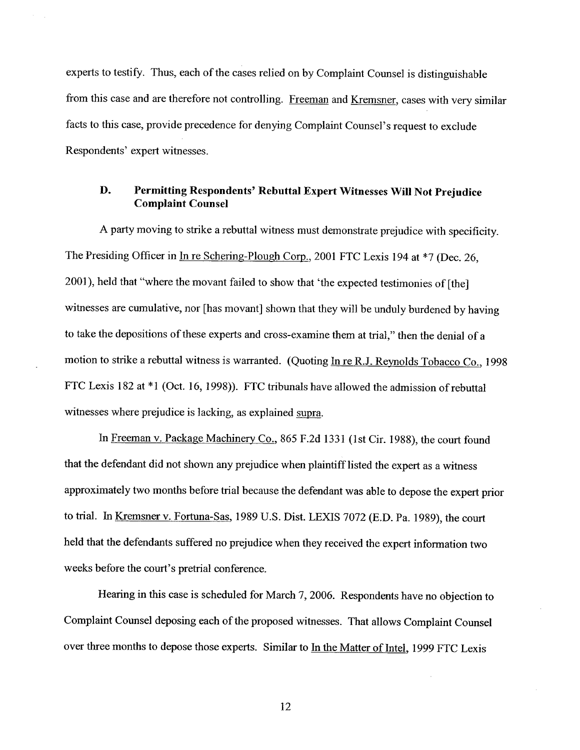experts to testify. Thus, each of the cases relied on by Complaint Counsel is distinguishable from this case and are therefore not controlling. Freeman and Kremsner, cases with very similar facts to this case, provide precedence for denying Complaint Counsel's request to exclude Respondents' expert witnesses.

### D. Permitting Respondents' Rebuttal Expert Witnesses Will Not Prejudice Complaint Counsel

A party moving to strike a rebuttal witness must demonstrate prejudice with specificity. The Presiding Officer in In re Schering-Plough Corp., 2001 FTC Lexis 194 at *7 (Dec. 26, 2001), held that "where the movant failed to show that 'the expected testimonies of [the] witnesses are cumulative, nor [has movant] shown that they will be unduly burdened by having to take the depositions of these experts and cross-examine them at trial," then the denial of a motion to strike a rebuttal witness is warranted. (Quoting In re R.J. Reynolds Tobacco Co., 1998 FTC Lexis 182 at *1 (Oct. 16, 1998)). FTC tribunals have allowed the admission of rebuttal witnesses where prejudice is lacking, as explained supra.

In Freeman v. Package Machinery Co., 865 F.2d 1331 (1st Cir. 1988), the court found that the defendant did not shown any prejudice when plaintiff listed the expert as a witness approximately two months before trial because the defendant was able to depose the expert prior to trial. In Kremsner v. Fortuna-Sas, 1989 U.S. Dist. LEXIS 7072 (E.D. Pa. 1989), the court held that the defendants suffered no prejudice when they received the expert information two weeks before the court's pretrial conference.

Hearing in this case is scheduled for March 7, 2006. Respondents have no objection to Complaint Counsel deposing each of the proposed witnesses. That allows Complaint Counsel over three months to depose those experts. Similar to In the Matter of Intel, 1999 FTC Lexis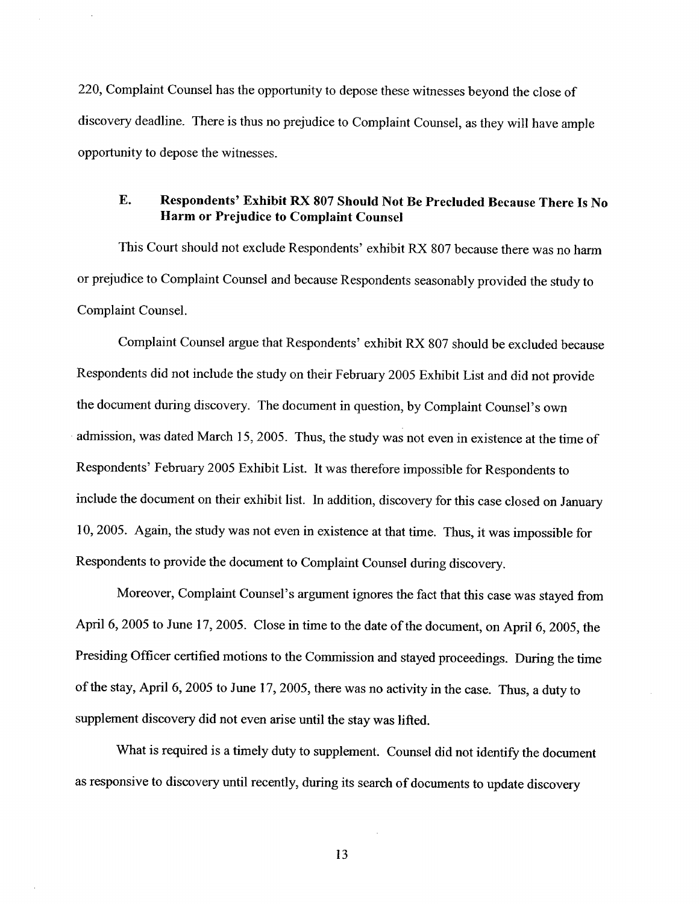220, Complaint Counsel has the opportunity to depose these witnesses beyond the close of discovery deadline. There is thus no prejudice to Complaint Counsel, as they will have ample opportunity to depose the witnesses.

### E. Respondents' Exhibit RX 807 Should Not Be Precluded Because There Is No Harm or Prejudice to Complaint Counsel

This Court should not exclude Respondents' exhibit RX 807 because there was no harm or prejudice to Complaint Counsel and because Respondents seasonably provided the study to Complaint Counsel.

Complaint Counsel argue that Respondents' exhibit RX 807 should be excluded because Respondents did not include the study on their February 2005 Exhibit List and did not provide the document during discovery. The document in question, by Complaint Counsel's own admission, was dated March 15, 2005. Thus, the study was not even in existence at the time of Respondents' February 2005 Exhibit List. It was therefore impossible for Respondents to include the document on their exhibit list. In addition, discovery for this case closed on January 10, 2005. Again, the study was not even in existence at that time. Thus, it was impossible for Respondents to provide the document to Complaint Counsel during discovery.

Moreover, Complaint Counsel's argument ignores the fact that this case was stayed from April 6, 2005 to June 17, 2005. Close in time to the date of the document, on April 6, 2005, the Presiding Officer certified motions to the Commission and stayed proceedings. During the time of the stay, April 6, 2005 to June 17, 2005, there was no activity in the case. Thus, a duty to supplement discovery did not even arise until the stay was lifted.

What is required is a timely duty to supplement. Counsel did not identify the document as responsive to discovery until recently, during its search of documents to update discovery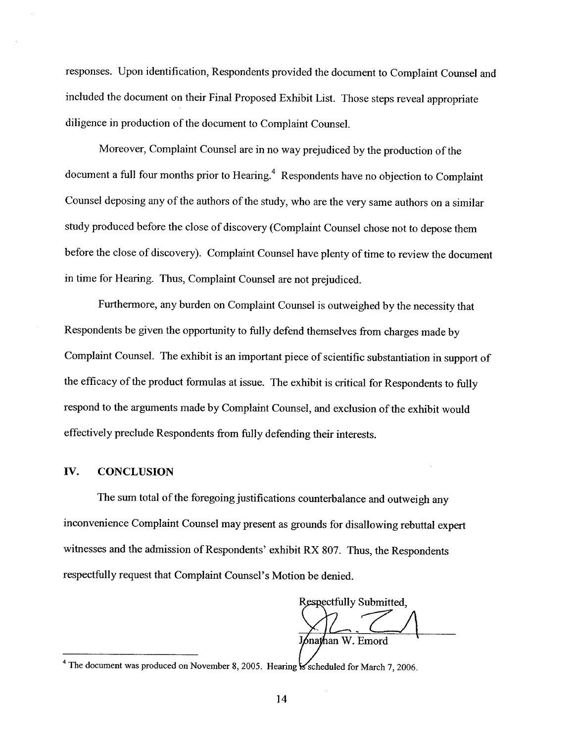responses. Upon identification, Respondents provided the document to Complaint Counsel and included the document on their Final Proposed Exhibit List. Those steps reveal appropriate diligence in production of the document to Complaint Counsel.

Moreover, Complaint Counsel are in no way prejudiced by the production of the document a full four months prior to Hearing.[4] Respondents have no objection to Complaint Counsel deposing any of the authors of the study, who are the very same authors on a similar study produced before the close of discovery (Complaint Counsel chose not to depose them before the close of discovery). Complaint Counsel have plenty of time to review the document in time for Hearing. Thus, Complaint Counsel are not prejudiced.

Furthermore, any burden on Complaint Counsel is outweighed by the necessity that Respondents be given the opportunity to fully defend themselves from charges made by Complaint Counsel. The exhibit is an important piece of scientific substantiation in support of the efficacy of the product formulas at issue. The exhibit is critical for Respondents to fully respond to the arguments made by Complaint Counsel, and exclusion of the exhibit would effectively preclude Respondents from fully defending their interests.

## IV. CONCLUSION

The sum total of the foregoing justifications counterbalance and outweigh any inconvenience Complaint Counsel may present as grounds for disallowing rebuttal expert witnesses and the admission of Respondents' exhibit RX 807. Thus, the Respondents respectfully request that Complaint Counsel's Motion be denied.

Respectfully Submitted,

Jonathan W. Emord

---

[4] The document was produced on November 8, 2005. Hearing is scheduled for March 7, 2006.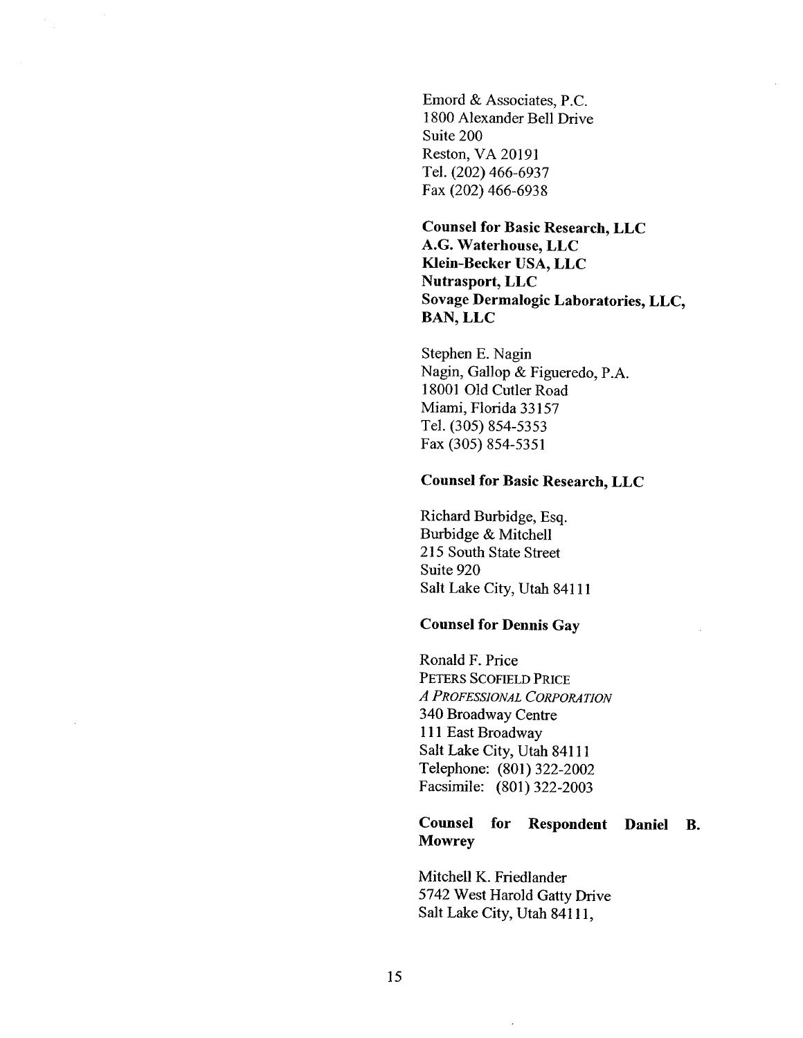Emord & Associates, P.C.
1800 Alexander Bell Drive
Suite 200
Reston, VA 20191
Tel. (202) 466-6937
Fax (202) 466-6938

**Counsel for Basic Research, LLC**
**A.G. Waterhouse, LLC**
**Klein-Becker USA, LLC**
**Nutrasport, LLC**
**Sovage Dermalogic Laboratories, LLC,**
**BAN, LLC**

Stephen E. Nagin
Nagin, Gallop & Figueredo, P.A.
18001 Old Cutler Road
Miami, Florida 33157
Tel. (305) 854-5353
Fax (305) 854-5351

**Counsel for Basic Research, LLC**

Richard Burbidge, Esq.
Burbidge & Mitchell
215 South State Street
Suite 920
Salt Lake City, Utah 84111

**Counsel for Dennis Gay**

Ronald F. Price
PETERS SCOFIELD PRICE
*A PROFESSIONAL CORPORATION*
340 Broadway Centre
111 East Broadway
Salt Lake City, Utah 84111
Telephone: (801) 322-2002
Facsimile: (801) 322-2003

**Counsel for Respondent Daniel B. Mowrey**

Mitchell K. Friedlander
5742 West Harold Gatty Drive
Salt Lake City, Utah 84111,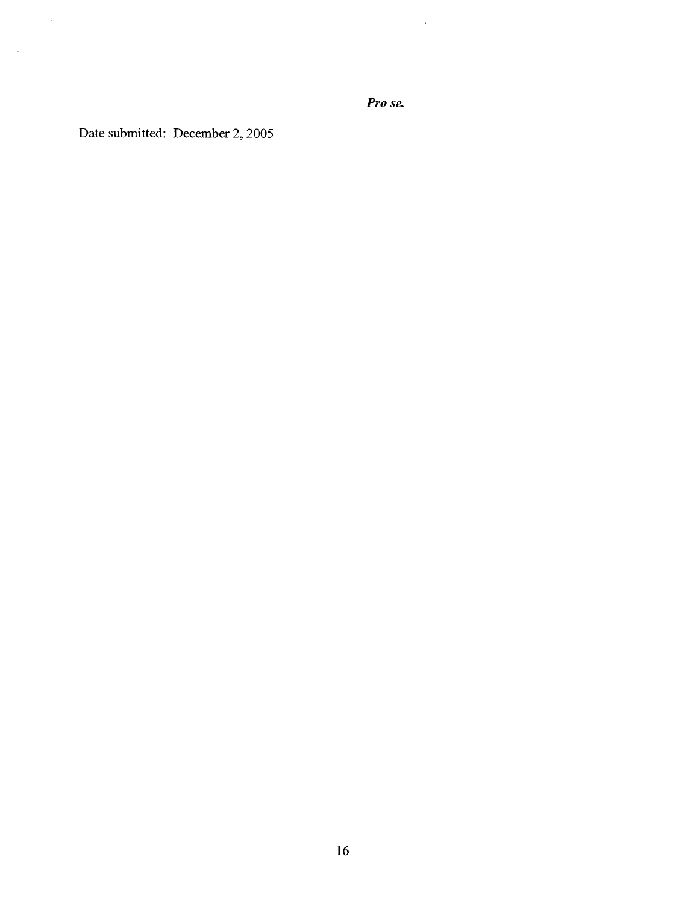*Pro se.*

Date submitted: December 2, 2005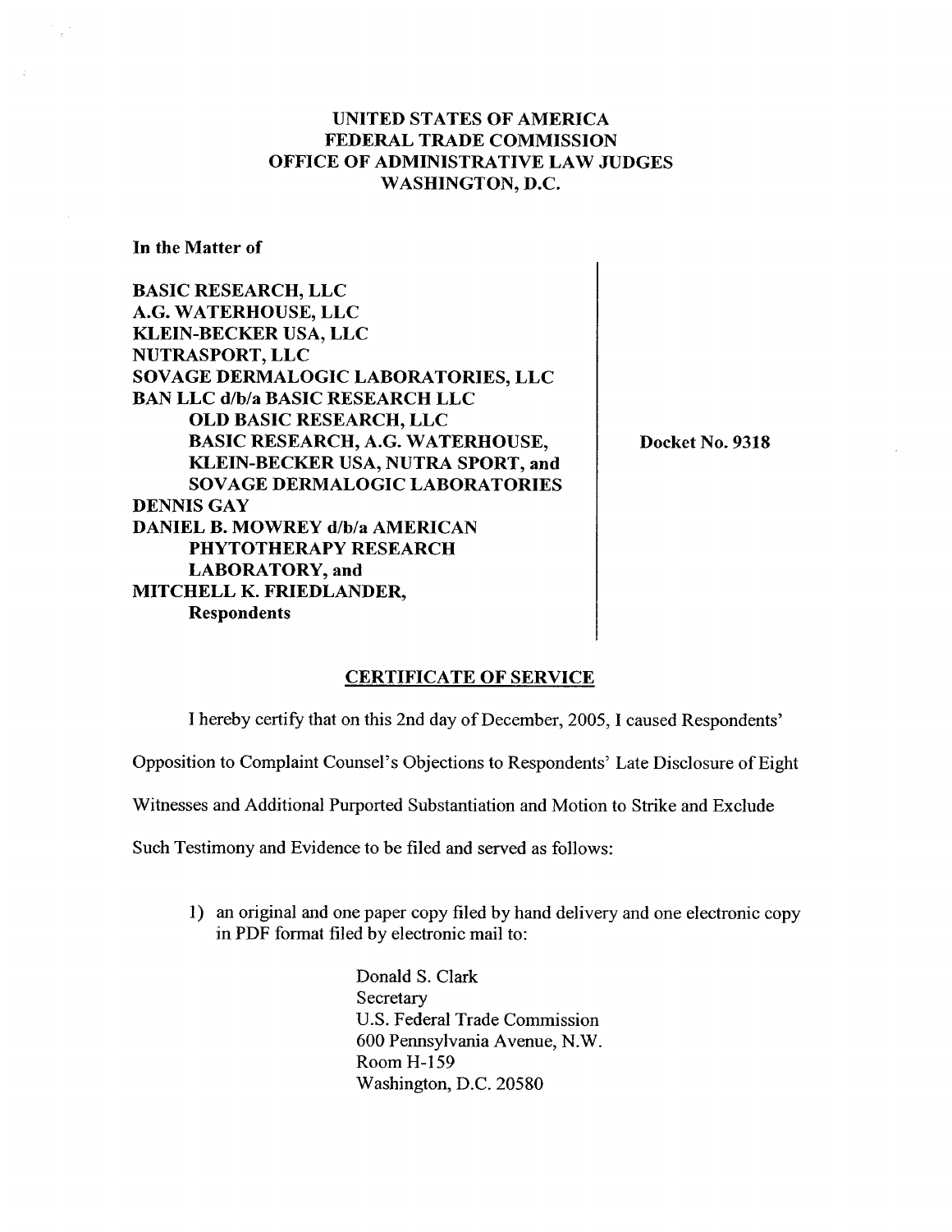**UNITED STATES OF AMERICA**
**FEDERAL TRADE COMMISSION**
**OFFICE OF ADMINISTRATIVE LAW JUDGES**
**WASHINGTON, D.C.**

**In the Matter of**

**BASIC RESEARCH, LLC**
**A.G. WATERHOUSE, LLC**
**KLEIN-BECKER USA, LLC**
**NUTRASPORT, LLC**
**SOVAGE DERMALOGIC LABORATORIES, LLC**
**BAN LLC d/b/a BASIC RESEARCH LLC**
**OLD BASIC RESEARCH, LLC**
**BASIC RESEARCH, A.G. WATERHOUSE,**
**KLEIN-BECKER USA, NUTRA SPORT, and**
**SOVAGE DERMALOGIC LABORATORIES**
**DENNIS GAY**
**DANIEL B. MOWREY d/b/a AMERICAN**
**PHYTOTHERAPY RESEARCH**
**LABORATORY, and**
**MITCHELL K. FRIEDLANDER,**
**Respondents**

**Docket No. 9318**

## CERTIFICATE OF SERVICE

I hereby certify that on this 2nd day of December, 2005, I caused Respondents' Opposition to Complaint Counsel's Objections to Respondents' Late Disclosure of Eight Witnesses and Additional Purported Substantiation and Motion to Strike and Exclude Such Testimony and Evidence to be filed and served as follows:

1) an original and one paper copy filed by hand delivery and one electronic copy in PDF format filed by electronic mail to:

   Donald S. Clark
   Secretary
   U.S. Federal Trade Commission
   600 Pennsylvania Avenue, N.W.
   Room H-159
   Washington, D.C. 20580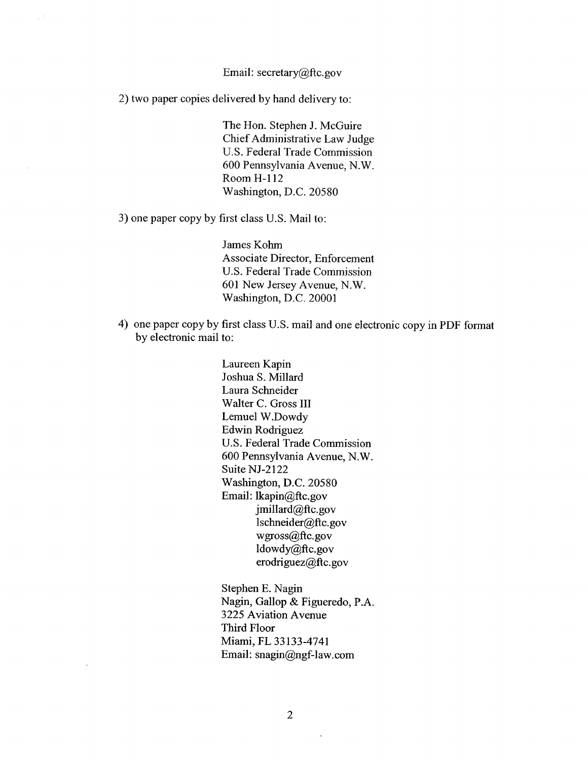Email: secretary@ftc.gov

2) two paper copies delivered by hand delivery to:

> The Hon. Stephen J. McGuire
> Chief Administrative Law Judge
> U.S. Federal Trade Commission
> 600 Pennsylvania Avenue, N.W.
> Room H-112
> Washington, D.C. 20580

3) one paper copy by first class U.S. Mail to:

> James Kohm
> Associate Director, Enforcement
> U.S. Federal Trade Commission
> 601 New Jersey Avenue, N.W.
> Washington, D.C. 20001

4) one paper copy by first class U.S. mail and one electronic copy in PDF format by electronic mail to:

> Laureen Kapin
> Joshua S. Millard
> Laura Schneider
> Walter C. Gross III
> Lemuel W.Dowdy
> Edwin Rodriguez
> U.S. Federal Trade Commission
> 600 Pennsylvania Avenue, N.W.
> Suite NJ-2122
> Washington, D.C. 20580
> Email: lkapin@ftc.gov
> jmillard@ftc.gov
> lschneider@ftc.gov
> wgross@ftc.gov
> ldowdy@ftc.gov
> erodriguez@ftc.gov

> Stephen E. Nagin
> Nagin, Gallop & Figueredo, P.A.
> 3225 Aviation Avenue
> Third Floor
> Miami, FL 33133-4741
> Email: snagin@ngf-law.com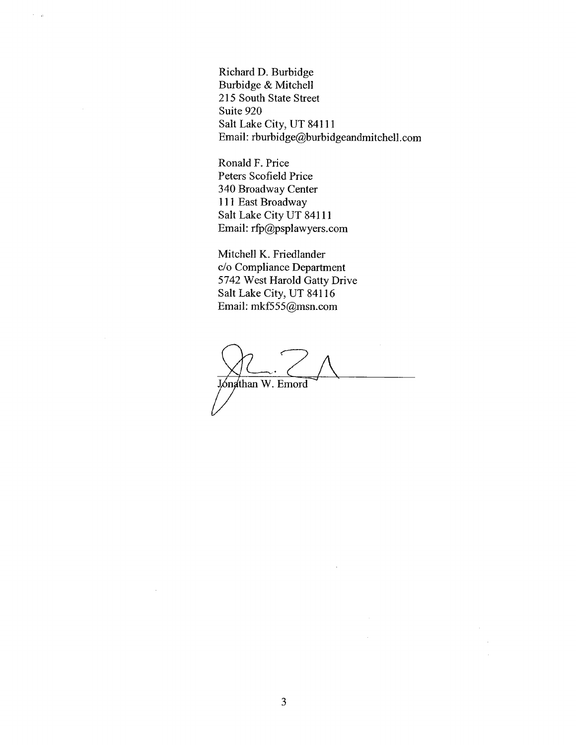Richard D. Burbidge
Burbidge & Mitchell
215 South State Street
Suite 920
Salt Lake City, UT 84111
Email: rburbidge@burbidgeandmitchell.com

Ronald F. Price
Peters Scofield Price
340 Broadway Center
111 East Broadway
Salt Lake City UT 84111
Email: rfp@psplawyers.com

Mitchell K. Friedlander
c/o Compliance Department
5742 West Harold Gatty Drive
Salt Lake City, UT 84116
Email: mkf555@msn.com

Jonathan W. Emord